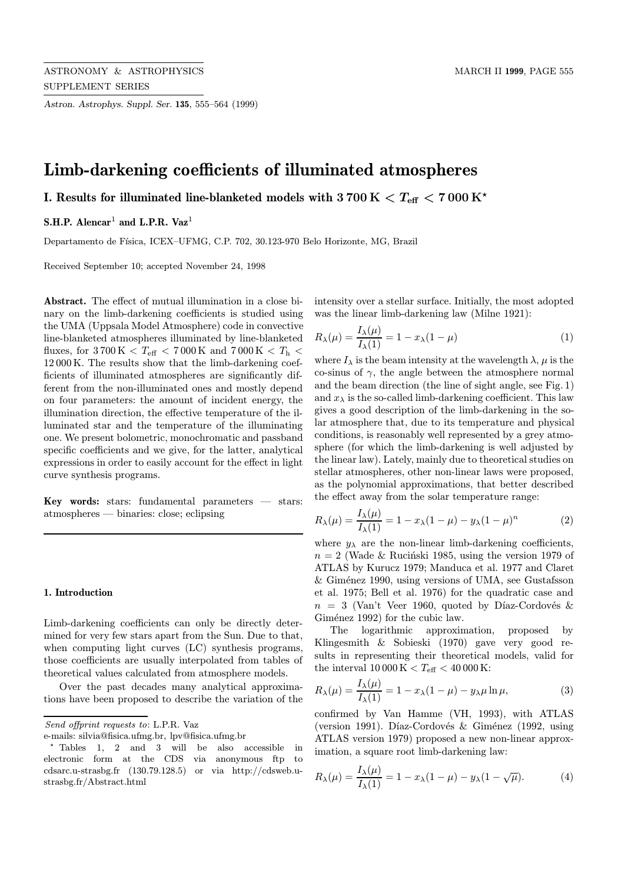# Limb-darkening coefficients of illuminated atmospheres

## I. Results for illuminated line-blanketed models with $3\,700\,\mathrm{K} < T_{\mathrm{eff}} < 7\,000\,\mathrm{K}$ [*]

**S.H.P. Alencar**[1] **and L.P.R. Vaz**[1]

Departamento de Física, ICEX–UFMG, C.P. 702, 30.123-970 Belo Horizonte, MG, Brazil

Received September 10; accepted November 24, 1998

**Abstract.** The effect of mutual illumination in a close binary on the limb-darkening coefficients is studied using the UMA (Uppsala Model Atmosphere) code in convective line-blanketed atmospheres illuminated by line-blanketed fluxes, for $3\,700\,\mathrm{K} < T_{\mathrm{eff}} < 7\,000\,\mathrm{K}$ and $7\,000\,\mathrm{K} < T_{\mathrm{h}} < 12\,000\,\mathrm{K}$. The results show that the limb-darkening coefficients of illuminated atmospheres are significantly different from the non-illuminated ones and mostly depend on four parameters: the amount of incident energy, the illumination direction, the effective temperature of the illuminated star and the temperature of the illuminating one. We present bolometric, monochromatic and passband specific coefficients and we give, for the latter, analytical expressions in order to easily account for the effect in light curve synthesis programs.

**Key words:** stars: fundamental parameters — stars: atmospheres — binaries: close; eclipsing

### 1. Introduction

Limb-darkening coefficients can only be directly determined for very few stars apart from the Sun. Due to that, when computing light curves (LC) synthesis programs, those coefficients are usually interpolated from tables of theoretical values calculated from atmosphere models.

Over the past decades many analytical approximations have been proposed to describe the variation of the intensity over a stellar surface. Initially, the most adopted was the linear limb-darkening law (Milne 1921):

$$R_\lambda(\mu) = \frac{I_\lambda(\mu)}{I_\lambda(1)} = 1 - x_\lambda(1-\mu) \qquad (1)$$

where $I_\lambda$ is the beam intensity at the wavelength $\lambda$, $\mu$ is the co-sinus of $\gamma$, the angle between the atmosphere normal and the beam direction (the line of sight angle, see Fig. 1) and $x_\lambda$ is the so-called limb-darkening coefficient. This law gives a good description of the limb-darkening in the solar atmosphere that, due to its temperature and physical conditions, is reasonably well represented by a grey atmosphere (for which the limb-darkening is well adjusted by the linear law). Lately, mainly due to theoretical studies on stellar atmospheres, other non-linear laws were proposed, as the polynomial approximations, that better described the effect away from the solar temperature range:

$$R_\lambda(\mu) = \frac{I_\lambda(\mu)}{I_\lambda(1)} = 1 - x_\lambda(1-\mu) - y_\lambda(1-\mu)^n \qquad (2)$$

where $y_\lambda$ are the non-linear limb-darkening coefficients, $n = 2$ (Wade & Ruciński 1985, using the version 1979 of ATLAS by Kurucz 1979; Manduca et al. 1977 and Claret & Giménez 1990, using versions of UMA, see Gustafsson et al. 1975; Bell et al. 1976) for the quadratic case and $n = 3$ (Van't Veer 1960, quoted by Díaz-Cordovés & Giménez 1992) for the cubic law.

The logarithmic approximation, proposed by Klingesmith & Sobieski (1970) gave very good results in representing their theoretical models, valid for the interval $10\,000\,\mathrm{K} < T_{\mathrm{eff}} < 40\,000\,\mathrm{K}$:

$$R_\lambda(\mu) = \frac{I_\lambda(\mu)}{I_\lambda(1)} = 1 - x_\lambda(1-\mu) - y_\lambda\mu\ln\mu, \qquad (3)$$

confirmed by Van Hamme (VH, 1993), with ATLAS (version 1991). Díaz-Cordovés & Giménez (1992, using ATLAS version 1979) proposed a new non-linear approximation, a square root limb-darkening law:

$$R_\lambda(\mu) = \frac{I_\lambda(\mu)}{I_\lambda(1)} = 1 - x_\lambda(1-\mu) - y_\lambda(1-\sqrt{\mu}). \qquad (4)$$

---

*Send offprint requests to*: L.P.R. Vaz

e-mails: silvia@fisica.ufmg.br, lpv@fisica.ufmg.br

[*] Tables 1, 2 and 3 will be also accessible in electronic form at the CDS via anonymous ftp to cdsarc.u-strasbg.fr (130.79.128.5) or via http://cdsweb.u-strasbg.fr/Abstract.html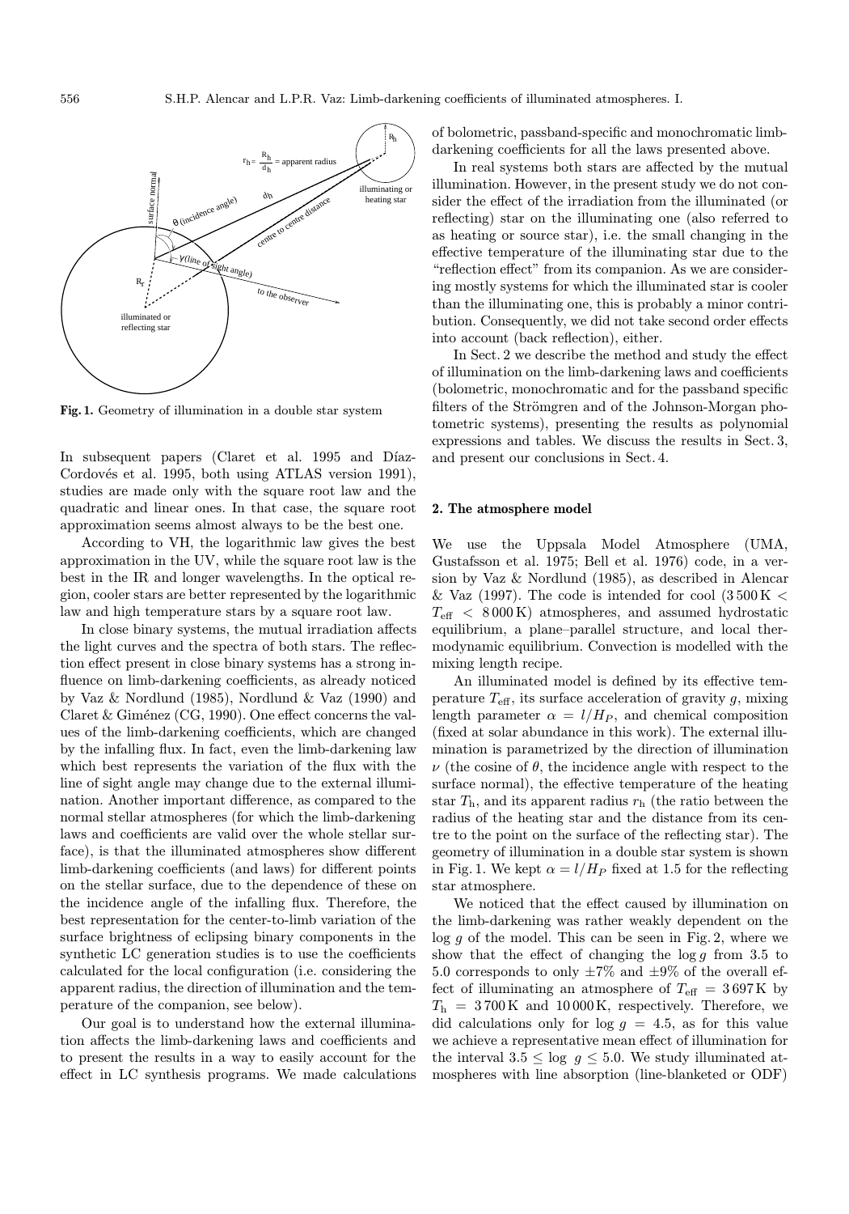Fig. 1. Geometry of illumination in a double star system

In subsequent papers (Claret et al. 1995 and Díaz-Cordovés et al. 1995, both using ATLAS version 1991), studies are made only with the square root law and the quadratic and linear ones. In that case, the square root approximation seems almost always to be the best one.

According to VH, the logarithmic law gives the best approximation in the UV, while the square root law is the best in the IR and longer wavelengths. In the optical region, cooler stars are better represented by the logarithmic law and high temperature stars by a square root law.

In close binary systems, the mutual irradiation affects the light curves and the spectra of both stars. The reflection effect present in close binary systems has a strong influence on limb-darkening coefficients, as already noticed by Vaz & Nordlund (1985), Nordlund & Vaz (1990) and Claret & Giménez (CG, 1990). One effect concerns the values of the limb-darkening coefficients, which are changed by the infalling flux. In fact, even the limb-darkening law which best represents the variation of the flux with the line of sight angle may change due to the external illumination. Another important difference, as compared to the normal stellar atmospheres (for which the limb-darkening laws and coefficients are valid over the whole stellar surface), is that the illuminated atmospheres show different limb-darkening coefficients (and laws) for different points on the stellar surface, due to the dependence of these on the incidence angle of the infalling flux. Therefore, the best representation for the center-to-limb variation of the surface brightness of eclipsing binary components in the synthetic LC generation studies is to use the coefficients calculated for the local configuration (i.e. considering the apparent radius, the direction of illumination and the temperature of the companion, see below).

Our goal is to understand how the external illumination affects the limb-darkening laws and coefficients and to present the results in a way to easily account for the effect in LC synthesis programs. We made calculations of bolometric, passband-specific and monochromatic limb-darkening coefficients for all the laws presented above.

In real systems both stars are affected by the mutual illumination. However, in the present study we do not consider the effect of the irradiation from the illuminated (or reflecting) star on the illuminating one (also referred to as heating or source star), i.e. the small changing in the effective temperature of the illuminating star due to the "reflection effect" from its companion. As we are considering mostly systems for which the illuminated star is cooler than the illuminating one, this is probably a minor contribution. Consequently, we did not take second order effects into account (back reflection), either.

In Sect. 2 we describe the method and study the effect of illumination on the limb-darkening laws and coefficients (bolometric, monochromatic and for the passband specific filters of the Strömgren and of the Johnson-Morgan photometric systems), presenting the results as polynomial expressions and tables. We discuss the results in Sect. 3, and present our conclusions in Sect. 4.

## 2. The atmosphere model

We use the Uppsala Model Atmosphere (UMA, Gustafsson et al. 1975; Bell et al. 1976) code, in a version by Vaz & Nordlund (1985), as described in Alencar & Vaz (1997). The code is intended for cool ($3\,500\,\mathrm{K} < T_{\mathrm{eff}} < 8\,000\,\mathrm{K}$) atmospheres, and assumed hydrostatic equilibrium, a plane–parallel structure, and local thermodynamic equilibrium. Convection is modelled with the mixing length recipe.

An illuminated model is defined by its effective temperature $T_{\mathrm{eff}}$, its surface acceleration of gravity $g$, mixing length parameter $\alpha = l/H_P$, and chemical composition (fixed at solar abundance in this work). The external illumination is parametrized by the direction of illumination $\nu$ (the cosine of $\theta$, the incidence angle with respect to the surface normal), the effective temperature of the heating star $T_{\mathrm{h}}$, and its apparent radius $r_{\mathrm{h}}$ (the ratio between the radius of the heating star and the distance from its centre to the point on the surface of the reflecting star). The geometry of illumination in a double star system is shown in Fig. 1. We kept $\alpha = l/H_P$ fixed at 1.5 for the reflecting star atmosphere.

We noticed that the effect caused by illumination on the limb-darkening was rather weakly dependent on the $\log g$ of the model. This can be seen in Fig. 2, where we show that the effect of changing the $\log g$ from 3.5 to 5.0 corresponds to only $\pm 7\%$ and $\pm 9\%$ of the overall effect of illuminating an atmosphere of $T_{\mathrm{eff}} = 3\,697\,\mathrm{K}$ by $T_{\mathrm{h}} = 3\,700\,\mathrm{K}$ and $10\,000\,\mathrm{K}$, respectively. Therefore, we did calculations only for $\log g = 4.5$, as for this value we achieve a representative mean effect of illumination for the interval $3.5 \leq \log g \leq 5.0$. We study illuminated atmospheres with line absorption (line-blanketed or ODF)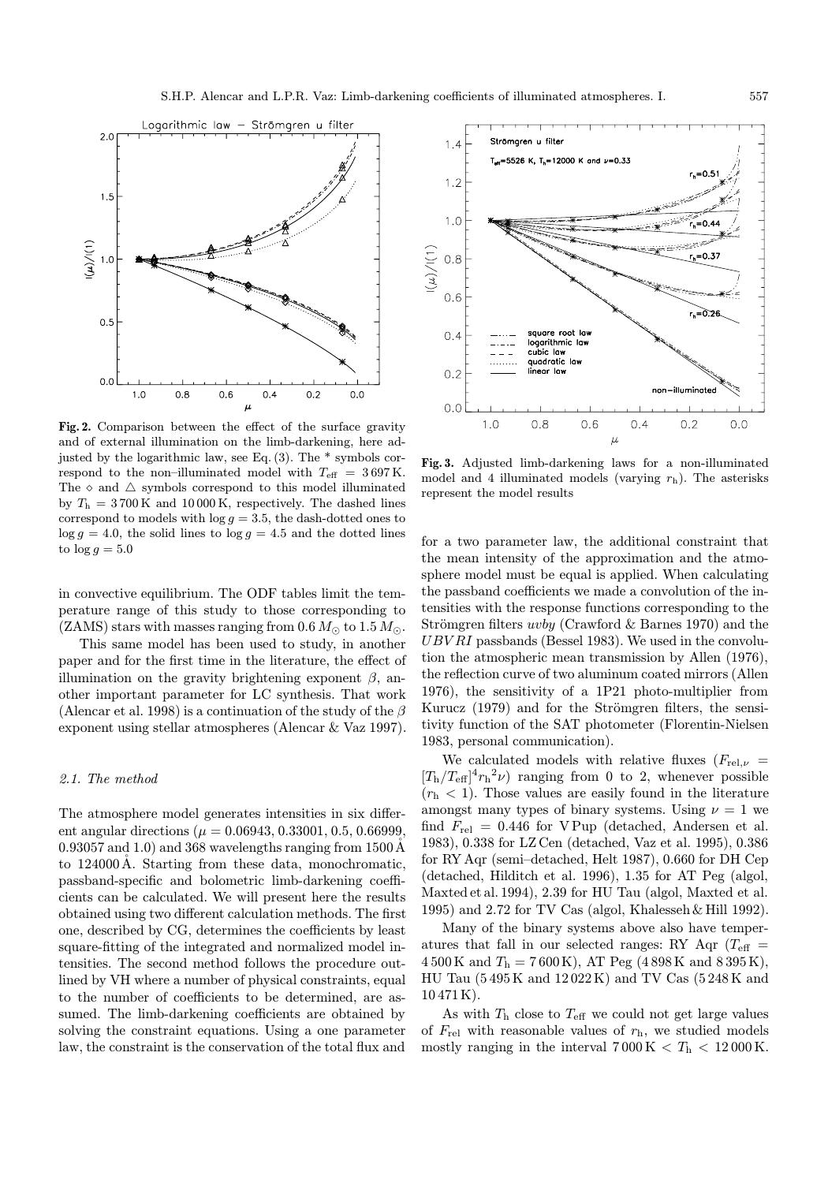**Fig. 2.** Comparison between the effect of the surface gravity and of external illumination on the limb-darkening, here adjusted by the logarithmic law, see Eq. (3). The * symbols correspond to the non–illuminated model with $T_{\rm eff}$ = 3 697 K. The $\diamond$ and $\triangle$ symbols correspond to this model illuminated by $T_{\rm h}$ = 3 700 K and 10 000 K, respectively. The dashed lines correspond to models with $\log g = 3.5$, the dash-dotted ones to $\log g = 4.0$, the solid lines to $\log g = 4.5$ and the dotted lines to $\log g = 5.0$

**Fig. 3.** Adjusted limb-darkening laws for a non-illuminated model and 4 illuminated models (varying $r_{\rm h}$). The asterisks represent the model results

in convective equilibrium. The ODF tables limit the temperature range of this study to those corresponding to (ZAMS) stars with masses ranging from 0.6 $M_\odot$ to 1.5 $M_\odot$.

This same model has been used to study, in another paper and for the first time in the literature, the effect of illumination on the gravity brightening exponent $\beta$, another important parameter for LC synthesis. That work (Alencar et al. 1998) is a continuation of the study of the $\beta$ exponent using stellar atmospheres (Alencar & Vaz 1997).

### 2.1. The method

The atmosphere model generates intensities in six different angular directions ($\mu$ = 0.06943, 0.33001, 0.5, 0.66999, 0.93057 and 1.0) and 368 wavelengths ranging from 1500 Å to 124000 Å. Starting from these data, monochromatic, passband-specific and bolometric limb-darkening coefficients can be calculated. We will present here the results obtained using two different calculation methods. The first one, described by CG, determines the coefficients by least square-fitting of the integrated and normalized model intensities. The second method follows the procedure outlined by VH where a number of physical constraints, equal to the number of coefficients to be determined, are assumed. The limb-darkening coefficients are obtained by solving the constraint equations. Using a one parameter law, the constraint is the conservation of the total flux and for a two parameter law, the additional constraint that the mean intensity of the approximation and the atmosphere model must be equal is applied. When calculating the passband coefficients we made a convolution of the intensities with the response functions corresponding to the Strömgren filters *uvby* (Crawford & Barnes 1970) and the *UBVRI* passbands (Bessel 1983). We used in the convolution the atmospheric mean transmission by Allen (1976), the reflection curve of two aluminum coated mirrors (Allen 1976), the sensitivity of a 1P21 photo-multiplier from Kurucz (1979) and for the Strömgren filters, the sensitivity function of the SAT photometer (Florentin-Nielsen 1983, personal communication).

We calculated models with relative fluxes ($F_{{\rm rel},\nu} = [T_{\rm h}/T_{\rm eff}]^4 {r_{\rm h}}^2 \nu$) ranging from 0 to 2, whenever possible ($r_{\rm h} < 1$). Those values are easily found in the literature amongst many types of binary systems. Using $\nu = 1$ we find $F_{\rm rel}$ = 0.446 for V Pup (detached, Andersen et al. 1983), 0.338 for LZ Cen (detached, Vaz et al. 1995), 0.386 for RY Aqr (semi–detached, Helt 1987), 0.660 for DH Cep (detached, Hilditch et al. 1996), 1.35 for AT Peg (algol, Maxted et al. 1994), 2.39 for HU Tau (algol, Maxted et al. 1995) and 2.72 for TV Cas (algol, Khalesseh & Hill 1992).

Many of the binary systems above also have temperatures that fall in our selected ranges: RY Aqr ($T_{\rm eff}$ = 4 500 K and $T_{\rm h}$ = 7 600 K), AT Peg (4 898 K and 8 395 K), HU Tau (5 495 K and 12 022 K) and TV Cas (5 248 K and 10 471 K).

As with $T_{\rm h}$ close to $T_{\rm eff}$ we could not get large values of $F_{\rm rel}$ with reasonable values of $r_{\rm h}$, we studied models mostly ranging in the interval 7 000 K < $T_{\rm h}$ < 12 000 K.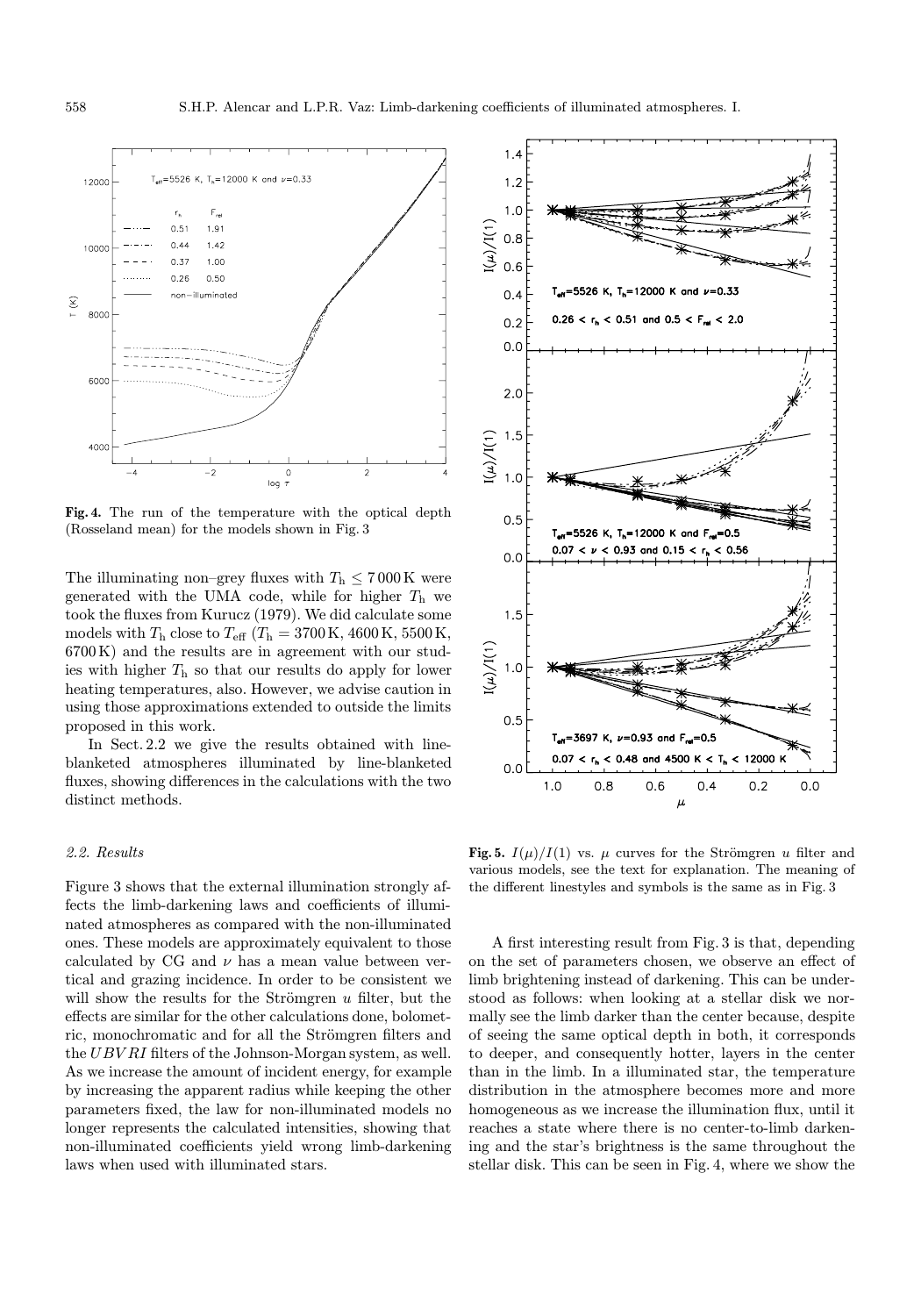**Fig. 4.** The run of the temperature with the optical depth (Rosseland mean) for the models shown in Fig. 3

The illuminating non–grey fluxes with $T_h \leq 7\,000$ K were generated with the UMA code, while for higher $T_h$ we took the fluxes from Kurucz (1979). We did calculate some models with $T_h$ close to $T_{\rm eff}$ ($T_h = 3700$ K, 4600 K, 5500 K, 6700 K) and the results are in agreement with our studies with higher $T_h$ so that our results do apply for lower heating temperatures, also. However, we advise caution in using those approximations extended to outside the limits proposed in this work.

In Sect. 2.2 we give the results obtained with line-blanketed atmospheres illuminated by line-blanketed fluxes, showing differences in the calculations with the two distinct methods.

### 2.2. Results

Figure 3 shows that the external illumination strongly affects the limb-darkening laws and coefficients of illuminated atmospheres as compared with the non-illuminated ones. These models are approximately equivalent to those calculated by CG and $\nu$ has a mean value between vertical and grazing incidence. In order to be consistent we will show the results for the Strömgren $u$ filter, but the effects are similar for the other calculations done, bolometric, monochromatic and for all the Strömgren filters and the $UBVRI$ filters of the Johnson-Morgan system, as well. As we increase the amount of incident energy, for example by increasing the apparent radius while keeping the other parameters fixed, the law for non-illuminated models no longer represents the calculated intensities, showing that non-illuminated coefficients yield wrong limb-darkening laws when used with illuminated stars.

**Fig. 5.** $I(\mu)/I(1)$ vs. $\mu$ curves for the Strömgren $u$ filter and various models, see the text for explanation. The meaning of the different linestyles and symbols is the same as in Fig. 3

A first interesting result from Fig. 3 is that, depending on the set of parameters chosen, we observe an effect of limb brightening instead of darkening. This can be understood as follows: when looking at a stellar disk we normally see the limb darker than the center because, despite of seeing the same optical depth in both, it corresponds to deeper, and consequently hotter, layers in the center than in the limb. In a illuminated star, the temperature distribution in the atmosphere becomes more and more homogeneous as we increase the illumination flux, until it reaches a state where there is no center-to-limb darkening and the star's brightness is the same throughout the stellar disk. This can be seen in Fig. 4, where we show the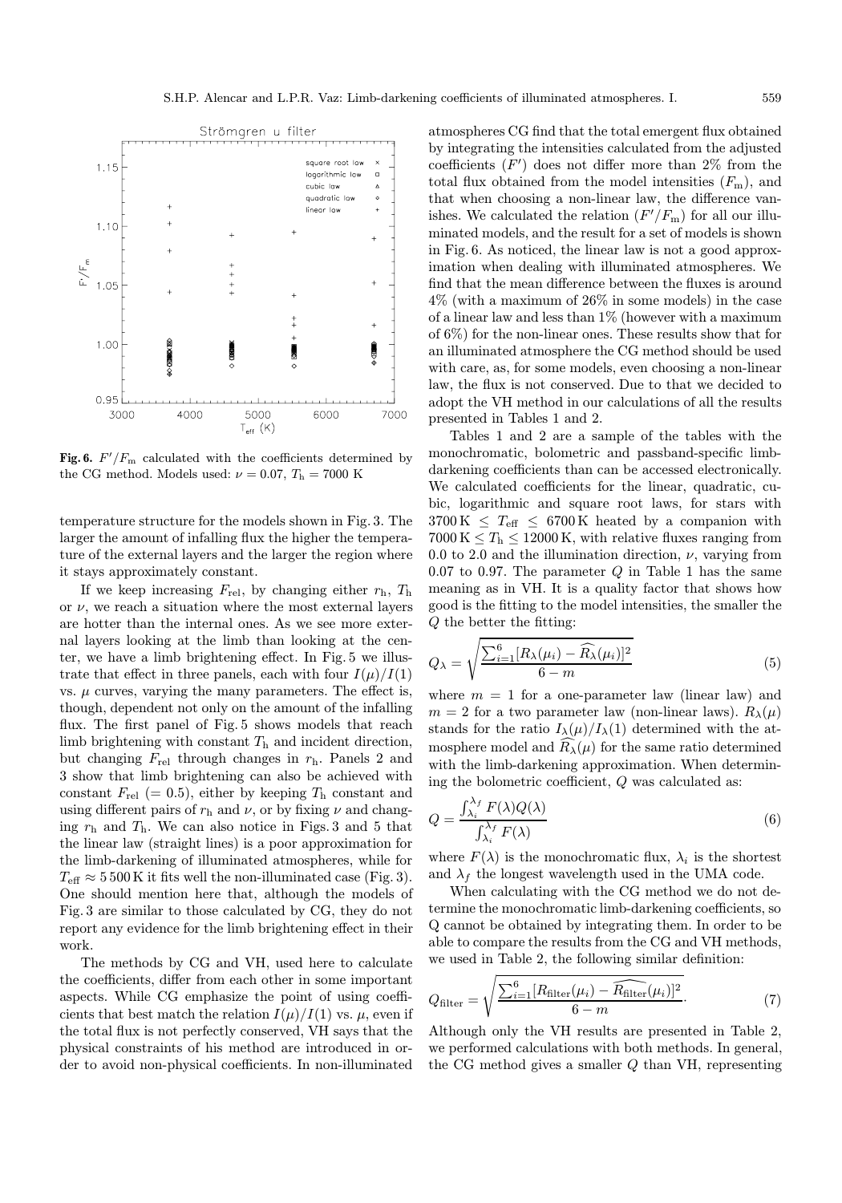**Fig. 6.** $F'/F_\mathrm{m}$ calculated with the coefficients determined by the CG method. Models used: $\nu = 0.07$, $T_\mathrm{h} = 7000$ K

temperature structure for the models shown in Fig. 3. The larger the amount of infalling flux the higher the temperature of the external layers and the larger the region where it stays approximately constant.

If we keep increasing $F_\mathrm{rel}$, by changing either $r_\mathrm{h}$, $T_\mathrm{h}$ or $\nu$, we reach a situation where the most external layers are hotter than the internal ones. As we see more external layers looking at the limb than looking at the center, we have a limb brightening effect. In Fig. 5 we illustrate that effect in three panels, each with four $I(\mu)/I(1)$ vs. $\mu$ curves, varying the many parameters. The effect is, though, dependent not only on the amount of the infalling flux. The first panel of Fig. 5 shows models that reach limb brightening with constant $T_\mathrm{h}$ and incident direction, but changing $F_\mathrm{rel}$ through changes in $r_\mathrm{h}$. Panels 2 and 3 show that limb brightening can also be achieved with constant $F_\mathrm{rel}$ ($= 0.5$), either by keeping $T_\mathrm{h}$ constant and using different pairs of $r_\mathrm{h}$ and $\nu$, or by fixing $\nu$ and changing $r_\mathrm{h}$ and $T_\mathrm{h}$. We can also notice in Figs. 3 and 5 that the linear law (straight lines) is a poor approximation for the limb-darkening of illuminated atmospheres, while for $T_\mathrm{eff} \approx 5\,500$ K it fits well the non-illuminated case (Fig. 3). One should mention here that, although the models of Fig. 3 are similar to those calculated by CG, they do not report any evidence for the limb brightening effect in their work.

The methods by CG and VH, used here to calculate the coefficients, differ from each other in some important aspects. While CG emphasize the point of using coefficients that best match the relation $I(\mu)/I(1)$ vs. $\mu$, even if the total flux is not perfectly conserved, VH says that the physical constraints of his method are introduced in order to avoid non-physical coefficients. In non-illuminated atmospheres CG find that the total emergent flux obtained by integrating the intensities calculated from the adjusted coefficients ($F'$) does not differ more than 2% from the total flux obtained from the model intensities ($F_\mathrm{m}$), and that when choosing a non-linear law, the difference vanishes. We calculated the relation ($F'/F_\mathrm{m}$) for all our illuminated models, and the result for a set of models is shown in Fig. 6. As noticed, the linear law is not a good approximation when dealing with illuminated atmospheres. We find that the mean difference between the fluxes is around 4% (with a maximum of 26% in some models) in the case of a linear law and less than 1% (however with a maximum of 6%) for the non-linear ones. These results show that for an illuminated atmosphere the CG method should be used with care, as, for some models, even choosing a non-linear law, the flux is not conserved. Due to that we decided to adopt the VH method in our calculations of all the results presented in Tables 1 and 2.

Tables 1 and 2 are a sample of the tables with the monochromatic, bolometric and passband-specific limb-darkening coefficients than can be accessed electronically. We calculated coefficients for the linear, quadratic, cubic, logarithmic and square root laws, for stars with $3700\,\mathrm{K} \leq T_\mathrm{eff} \leq 6700\,\mathrm{K}$ heated by a companion with $7000\,\mathrm{K} \leq T_\mathrm{h} \leq 12000\,\mathrm{K}$, with relative fluxes ranging from 0.0 to 2.0 and the illumination direction, $\nu$, varying from 0.07 to 0.97. The parameter $Q$ in Table 1 has the same meaning as in VH. It is a quality factor that shows how good is the fitting to the model intensities, the smaller the $Q$ the better the fitting:

$$Q_\lambda = \sqrt{\frac{\sum_{i=1}^{6}[R_\lambda(\mu_i) - \widehat{R_\lambda}(\mu_i)]^2}{6-m}} \tag{5}$$

where $m = 1$ for a one-parameter law (linear law) and $m = 2$ for a two parameter law (non-linear laws). $R_\lambda(\mu)$ stands for the ratio $I_\lambda(\mu)/I_\lambda(1)$ determined with the atmosphere model and $\widehat{R_\lambda}(\mu)$ for the same ratio determined with the limb-darkening approximation. When determining the bolometric coefficient, $Q$ was calculated as:

$$Q = \frac{\int_{\lambda_i}^{\lambda_f} F(\lambda) Q(\lambda)}{\int_{\lambda_i}^{\lambda_f} F(\lambda)} \tag{6}$$

where $F(\lambda)$ is the monochromatic flux, $\lambda_i$ is the shortest and $\lambda_f$ the longest wavelength used in the UMA code.

When calculating with the CG method we do not determine the monochromatic limb-darkening coefficients, so Q cannot be obtained by integrating them. In order to be able to compare the results from the CG and VH methods, we used in Table 2, the following similar definition:

$$Q_\mathrm{filter} = \sqrt{\frac{\sum_{i=1}^{6}[R_\mathrm{filter}(\mu_i) - \widehat{R_\mathrm{filter}}(\mu_i)]^2}{6-m}}. \tag{7}$$

Although only the VH results are presented in Table 2, we performed calculations with both methods. In general, the CG method gives a smaller $Q$ than VH, representing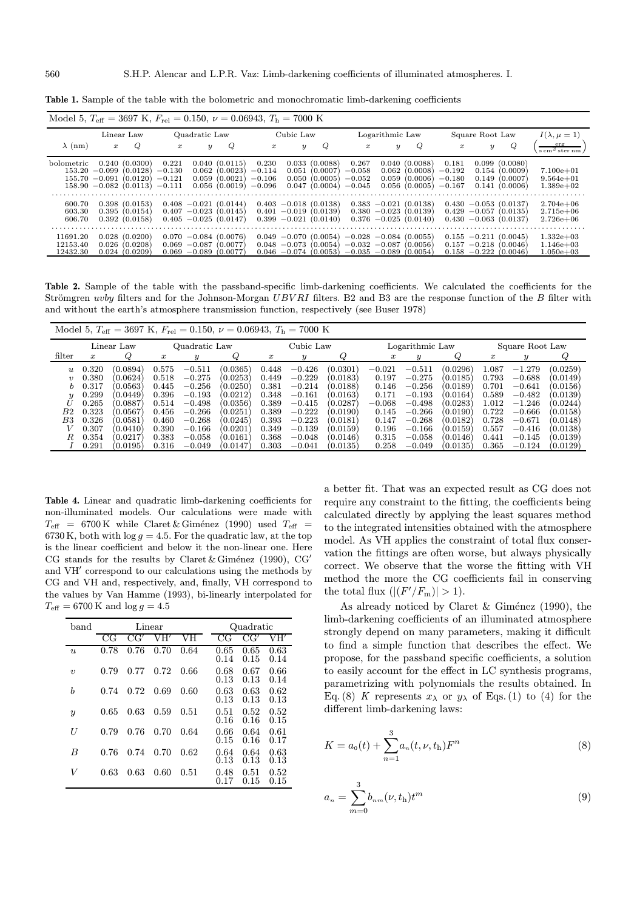**Table 1.** Sample of the table with the bolometric and monochromatic limb-darkening coefficients

| Model 5, $T_{\rm eff}$ = 3697 K, $F_{\rm rel}$ = 0.150, $\nu$ = 0.06943, $T_{\rm h}$ = 7000 K | | | | | | | | | | | | | | | | | |
|---|---|---|---|---|---|---|---|---|---|---|---|---|---|---|---|---|---|
| | Linear Law | | Quadratic Law | | | Cubic Law | | | Logarithmic Law | | | Square Root Law | | | $I(\lambda, \mu = 1)$ |
| $\lambda$ (nm) | $x$ | $Q$ | $x$ | $y$ | $Q$ | $x$ | $y$ | $Q$ | $x$ | $y$ | $Q$ | $x$ | $y$ | $Q$ | $\left(\frac{\rm erg}{\rm s\,cm^2\,ster\,nm}\right)$ |
| bolometric | 0.240 | (0.0300) | 0.221 | 0.040 | (0.0115) | 0.230 | 0.033 | (0.0088) | 0.267 | 0.040 | (0.0088) | 0.181 | 0.099 | (0.0080) | |
| 153.20 | −0.099 | (0.0128) | −0.130 | 0.062 | (0.0023) | −0.114 | 0.051 | (0.0007) | −0.058 | 0.062 | (0.0008) | −0.192 | 0.154 | (0.0009) | 7.100e+01 |
| 155.70 | −0.091 | (0.0120) | −0.121 | 0.059 | (0.0021) | −0.106 | 0.050 | (0.0005) | −0.052 | 0.059 | (0.0006) | −0.180 | 0.149 | (0.0007) | 9.564e+01 |
| 158.90 | −0.082 | (0.0113) | −0.111 | 0.056 | (0.0019) | −0.096 | 0.047 | (0.0004) | −0.045 | 0.056 | (0.0005) | −0.167 | 0.141 | (0.0006) | 1.389e+02 |
| ... | | | | | | | | | | | | | | | |
| 600.70 | 0.398 | (0.0153) | 0.408 | −0.021 | (0.0144) | 0.403 | −0.018 | (0.0138) | 0.383 | −0.021 | (0.0138) | 0.430 | −0.053 | (0.0137) | 2.704e+06 |
| 603.30 | 0.395 | (0.0154) | 0.407 | −0.023 | (0.0145) | 0.401 | −0.019 | (0.0139) | 0.380 | −0.023 | (0.0139) | 0.429 | −0.057 | (0.0135) | 2.715e+06 |
| 606.70 | 0.392 | (0.0158) | 0.405 | −0.025 | (0.0147) | 0.399 | −0.021 | (0.0140) | 0.376 | −0.025 | (0.0140) | 0.430 | −0.063 | (0.0137) | 2.726e+06 |
| ... | | | | | | | | | | | | | | | |
| 11691.20 | 0.028 | (0.0200) | 0.070 | −0.084 | (0.0076) | 0.049 | −0.070 | (0.0054) | −0.028 | −0.084 | (0.0055) | 0.155 | −0.211 | (0.0045) | 1.332e+03 |
| 12153.40 | 0.026 | (0.0208) | 0.069 | −0.087 | (0.0077) | 0.048 | −0.073 | (0.0054) | −0.032 | −0.087 | (0.0056) | 0.157 | −0.218 | (0.0046) | 1.146e+03 |
| 12432.30 | 0.024 | (0.0209) | 0.069 | −0.089 | (0.0077) | 0.046 | −0.074 | (0.0053) | −0.035 | −0.089 | (0.0054) | 0.158 | −0.222 | (0.0046) | 1.050e+03 |

**Table 2.** Sample of the table with the passband-specific limb-darkening coefficients. We calculated the coefficients for the Strömgren *uvby* filters and for the Johnson-Morgan *UBVRI* filters. B2 and B3 are the response function of the *B* filter with and without the earth's atmosphere transmission function, respectively (see Buser 1978)

| Model 5, $T_{\rm eff}$ = 3697 K, $F_{\rm rel}$ = 0.150, $\nu$ = 0.06943, $T_{\rm h}$ = 7000 K | | | | | | | | | | | | | | | |
|---|---|---|---|---|---|---|---|---|---|---|---|---|---|---|---|
| | Linear Law | | Quadratic Law | | | Cubic Law | | | Logarithmic Law | | | Square Root Law | | |
| filter | $x$ | $Q$ | $x$ | $y$ | $Q$ | $x$ | $y$ | $Q$ | $x$ | $y$ | $Q$ | $x$ | $y$ | $Q$ |
| $u$ | 0.320 | (0.0894) | 0.575 | −0.511 | (0.0365) | 0.448 | −0.426 | (0.0301) | −0.021 | −0.511 | (0.0296) | 1.087 | −1.279 | (0.0259) |
| $v$ | 0.380 | (0.0624) | 0.518 | −0.275 | (0.0253) | 0.449 | −0.229 | (0.0183) | 0.197 | −0.275 | (0.0185) | 0.793 | −0.688 | (0.0149) |
| $b$ | 0.317 | (0.0563) | 0.445 | −0.256 | (0.0250) | 0.381 | −0.214 | (0.0188) | 0.146 | −0.256 | (0.0189) | 0.701 | −0.641 | (0.0156) |
| $y$ | 0.299 | (0.0449) | 0.396 | −0.193 | (0.0212) | 0.348 | −0.161 | (0.0163) | 0.171 | −0.193 | (0.0164) | 0.589 | −0.482 | (0.0139) |
| $U$ | 0.265 | (0.0887) | 0.514 | −0.498 | (0.0356) | 0.389 | −0.415 | (0.0287) | −0.068 | −0.498 | (0.0283) | 1.012 | −1.246 | (0.0244) |
| $B2$ | 0.323 | (0.0567) | 0.456 | −0.266 | (0.0251) | 0.389 | −0.222 | (0.0190) | 0.145 | −0.266 | (0.0190) | 0.722 | −0.666 | (0.0158) |
| $B3$ | 0.326 | (0.0581) | 0.460 | −0.268 | (0.0245) | 0.393 | −0.223 | (0.0181) | 0.147 | −0.268 | (0.0182) | 0.728 | −0.671 | (0.0148) |
| $V$ | 0.307 | (0.0410) | 0.390 | −0.166 | (0.0201) | 0.349 | −0.139 | (0.0159) | 0.196 | −0.166 | (0.0159) | 0.557 | −0.416 | (0.0138) |
| $R$ | 0.354 | (0.0217) | 0.383 | −0.058 | (0.0161) | 0.368 | −0.048 | (0.0146) | 0.315 | −0.058 | (0.0146) | 0.441 | −0.145 | (0.0139) |
| $I$ | 0.291 | (0.0195) | 0.316 | −0.049 | (0.0147) | 0.303 | −0.041 | (0.0135) | 0.258 | −0.049 | (0.0135) | 0.365 | −0.124 | (0.0129) |

**Table 4.** Linear and quadratic limb-darkening coefficients for non-illuminated models. Our calculations were made with $T_{\rm eff}$ = 6700 K while Claret & Giménez (1990) used $T_{\rm eff}$ = 6730 K, both with $\log g = 4.5$. For the quadratic law, at the top is the linear coefficient and below it the non-linear one. Here CG stands for the results by Claret & Giménez (1990), CG′ and VH′ correspond to our calculations using the methods by CG and VH and, respectively, and, finally, VH correspond to the values by Van Hamme (1993), bi-linearly interpolated for $T_{\rm eff}$ = 6700 K and $\log g = 4.5$

| band | Linear | | | | Quadratic | | |
|---|---|---|---|---|---|---|---|
| | CG | CG′ | VH′ | VH | CG | CG′ | VH′ |
| $u$ | 0.78 | 0.76 | 0.70 | 0.64 | 0.65<br>0.14 | 0.65<br>0.15 | 0.63<br>0.14 |
| $v$ | 0.79 | 0.77 | 0.72 | 0.66 | 0.68<br>0.13 | 0.67<br>0.13 | 0.66<br>0.14 |
| $b$ | 0.74 | 0.72 | 0.69 | 0.60 | 0.63<br>0.13 | 0.63<br>0.13 | 0.62<br>0.13 |
| $y$ | 0.65 | 0.63 | 0.59 | 0.51 | 0.51<br>0.16 | 0.52<br>0.16 | 0.52<br>0.15 |
| $U$ | 0.79 | 0.76 | 0.70 | 0.64 | 0.66<br>0.15 | 0.64<br>0.16 | 0.61<br>0.17 |
| $B$ | 0.76 | 0.74 | 0.70 | 0.62 | 0.64<br>0.13 | 0.64<br>0.13 | 0.63<br>0.13 |
| $V$ | 0.63 | 0.63 | 0.60 | 0.51 | 0.48<br>0.17 | 0.51<br>0.15 | 0.52<br>0.15 |

a better fit. That was an expected result as CG does not require any constraint to the fitting, the coefficients being calculated directly by applying the least squares method to the integrated intensities obtained with the atmosphere model. As VH applies the constraint of total flux conservation the fittings are often worse, but always physically correct. We observe that the worse the fitting with VH method the more the CG coefficients fail in conserving the total flux ($|(F'/F_{\rm m})| > 1$).

As already noticed by Claret & Giménez (1990), the limb-darkening coefficients of an illuminated atmosphere strongly depend on many parameters, making it difficult to find a simple function that describes the effect. We propose, for the passband specific coefficients, a solution to easily account for the effect in LC synthesis programs, parametrizing with polynomials the results obtained. In Eq. (8) $K$ represents $x_\lambda$ or $y_\lambda$ of Eqs. (1) to (4) for the different limb-darkening laws:

$$K = a_0(t) + \sum_{n=1}^{3} a_n(t, \nu, t_{\rm h}) F^n \tag{8}$$

$$a_n = \sum_{m=0}^{3} b_{nm}(\nu, t_{\rm h}) t^m \tag{9}$$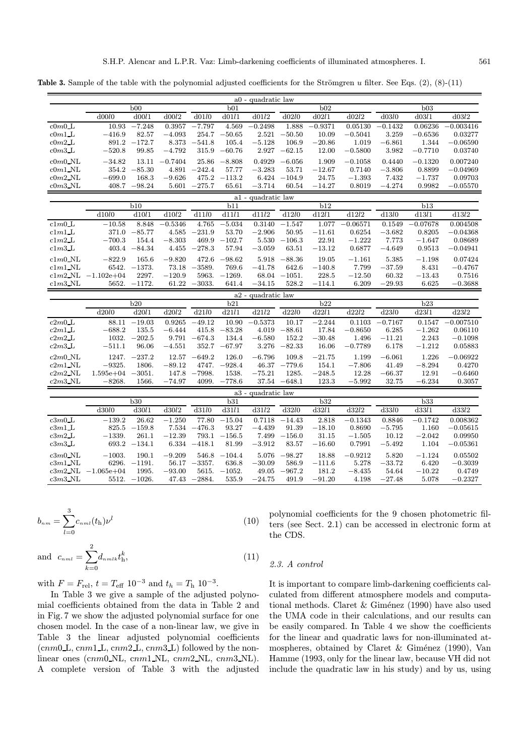**Table 3.** Sample of the table with the polynomial adjusted coefficients for the Strömgren $u$ filter. See Eqs. (2), (8)-(11)

| a0 - quadratic law | | | | | | | | | | | | |
|---|---|---|---|---|---|---|---|---|---|---|---|---|
| | b00 | | | b01 | | | b02 | | | b03 | | |
| | d00$l$0 | d00$l$1 | d00$l$2 | d01$l$0 | d01$l$1 | d01$l$2 | d02$l$0 | d02$l$1 | d02$l$2 | d03$l$0 | d03$l$1 | d03$l$2 |
| c0$m$0_L | 10.93 | −7.248 | 0.3957 | −7.797 | 4.569 | −0.2498 | 1.888 | −0.9371 | 0.05130 | −0.1432 | 0.06236 | −0.003416 |
| c0$m$1_L | −416.9 | 82.57 | −4.093 | 254.7 | −50.65 | 2.521 | −50.50 | 10.09 | −0.5041 | 3.259 | −0.6536 | 0.03277 |
| c0$m$2_L | 891.2 | −172.7 | 8.373 | −541.8 | 105.4 | −5.128 | 106.9 | −20.86 | 1.019 | −6.861 | 1.344 | −0.06590 |
| c0$m$3_L | −520.8 | 99.85 | −4.792 | 315.9 | −60.76 | 2.927 | −62.15 | 12.00 | −0.5800 | 3.982 | −0.7710 | 0.03740 |
| c0$m$0_NL | −34.82 | 13.11 | −0.7404 | 25.86 | −8.808 | 0.4929 | −6.056 | 1.909 | −0.1058 | 0.4440 | −0.1320 | 0.007240 |
| c0$m$1_NL | 354.2 | −85.30 | 4.891 | −242.4 | 57.77 | −3.283 | 53.71 | −12.67 | 0.7140 | −3.806 | 0.8899 | −0.04969 |
| c0$m$2_NL | −699.0 | 168.3 | −9.626 | 475.2 | −113.2 | 6.424 | −104.9 | 24.75 | −1.393 | 7.432 | −1.737 | 0.09703 |
| c0$m$3_NL | 408.7 | −98.24 | 5.601 | −275.7 | 65.61 | −3.714 | 60.54 | −14.27 | 0.8019 | −4.274 | 0.9982 | −0.05570 |
| **a1 - quadratic law** | | | | | | | | | | | | |
| | b10 | | | b11 | | | b12 | | | b13 | | |
| | d10$l$0 | d10$l$1 | d10$l$2 | d11$l$0 | d11$l$1 | d11$l$2 | d12$l$0 | d12$l$1 | d12$l$2 | d13$l$0 | d13$l$1 | d13$l$2 |
| c1$m$0_L | −10.58 | 8.848 | −0.5346 | 4.765 | −5.034 | 0.3140 | −1.547 | 1.077 | −0.06571 | 0.1549 | −0.07678 | 0.004508 |
| c1$m$1_L | 371.0 | −85.77 | 4.585 | −231.9 | 53.70 | −2.906 | 50.95 | −11.61 | 0.6254 | −3.682 | 0.8205 | −0.04368 |
| c1$m$2_L | −700.3 | 154.4 | −8.303 | 469.9 | −102.7 | 5.530 | −106.3 | 22.91 | −1.222 | 7.773 | −1.647 | 0.08689 |
| c1$m$3_L | 403.4 | −84.34 | 4.455 | −278.3 | 57.94 | −3.059 | 63.51 | −13.12 | 0.6877 | −4.649 | 0.9513 | −0.04941 |
| c1$m$0_NL | −822.9 | 165.6 | −9.820 | 472.6 | −98.62 | 5.918 | −88.36 | 19.05 | −1.161 | 5.385 | −1.198 | 0.07424 |
| c1$m$1_NL | 6542. | −1373. | 73.18 | −3589. | 769.6 | −41.78 | 642.6 | −140.8 | 7.799 | −37.59 | 8.431 | −0.4767 |
| c1$m$2_NL | −1.102e+04 | 2297. | −120.9 | 5963. | −1269. | 68.04 | −1051. | 228.5 | −12.50 | 60.32 | −13.43 | 0.7516 |
| c1$m$3_NL | 5652. | −1172. | 61.22 | −3033. | 641.4 | −34.15 | 528.2 | −114.1 | 6.209 | −29.93 | 6.625 | −0.3688 |
| **a2 - quadratic law** | | | | | | | | | | | | |
| | b20 | | | b21 | | | b22 | | | b23 | | |
| | d20$l$0 | d20$l$1 | d20$l$2 | d21$l$0 | d21$l$1 | d21$l$2 | d22$l$0 | d22$l$1 | d22$l$2 | d23$l$0 | d23$l$1 | d23$l$2 |
| c2$m$0_L | 88.11 | −19.03 | 0.9265 | −49.12 | 10.90 | −0.5373 | 10.17 | −2.244 | 0.1103 | −0.7167 | 0.1547 | −0.007510 |
| c2$m$1_L | −688.2 | 135.5 | −6.444 | 415.8 | −83.28 | 4.019 | −88.61 | 17.84 | −0.8650 | 6.285 | −1.262 | 0.06110 |
| c2$m$2_L | 1032. | −202.5 | 9.791 | −674.3 | 134.4 | −6.580 | 152.2 | −30.48 | 1.496 | −11.21 | 2.243 | −0.1098 |
| c2$m$3_L | −511.1 | 96.06 | −4.551 | 352.7 | −67.97 | 3.276 | −82.33 | 16.06 | −0.7789 | 6.178 | −1.212 | 0.05883 |
| c2$m$0_NL | 1247. | −237.2 | 12.57 | −649.2 | 126.0 | −6.796 | 109.8 | −21.75 | 1.199 | −6.061 | 1.226 | −0.06922 |
| c2$m$1_NL | −9325. | 1806. | −89.12 | 4747. | −928.4 | 46.37 | −779.6 | 154.1 | −7.806 | 41.49 | −8.294 | 0.4270 |
| c2$m$2_NL | 1.595e+04 | −3051. | 147.8 | −7998. | 1538. | −75.21 | 1285. | −248.5 | 12.28 | −66.37 | 12.91 | −0.6460 |
| c2$m$3_NL | −8268. | 1566. | −74.97 | 4099. | −778.6 | 37.54 | −648.1 | 123.3 | −5.992 | 32.75 | −6.234 | 0.3057 |
| **a3 - quadratic law** | | | | | | | | | | | | |
| | b30 | | | b31 | | | b32 | | | b33 | | |
| | d30$l$0 | d30$l$1 | d30$l$2 | d31$l$0 | d31$l$1 | d31$l$2 | d32$l$0 | d32$l$1 | d32$l$2 | d33$l$0 | d33$l$1 | d33$l$2 |
| c3$m$0_L | −139.2 | 26.62 | −1.250 | 77.80 | −15.04 | 0.7118 | −14.43 | 2.818 | −0.1343 | 0.8846 | −0.1742 | 0.008362 |
| c3$m$1_L | 825.5 | −159.8 | 7.534 | −476.3 | 93.27 | −4.439 | 91.39 | −18.10 | 0.8690 | −5.795 | 1.160 | −0.05615 |
| c3$m$2_L | −1339. | 261.1 | −12.39 | 793.1 | −156.5 | 7.499 | −156.0 | 31.15 | −1.505 | 10.12 | −2.042 | 0.09950 |
| c3$m$3_L | 693.2 | −134.1 | 6.334 | −418.1 | 81.99 | −3.912 | 83.57 | −16.60 | 0.7991 | −5.492 | 1.104 | −0.05361 |
| c3$m$0_NL | −1003. | 190.1 | −9.209 | 546.8 | −104.4 | 5.076 | −98.27 | 18.88 | −0.9212 | 5.820 | −1.124 | 0.05502 |
| c3$m$1_NL | 6296. | −1191. | 56.17 | −3357. | 636.8 | −30.09 | 586.9 | −111.6 | 5.278 | −33.72 | 6.420 | −0.3039 |
| c3$m$2_NL | −1.065e+04 | 1995. | −93.00 | 5615. | −1052. | 49.05 | −967.2 | 181.2 | −8.435 | 54.64 | −10.22 | 0.4749 |
| c3$m$3_NL | 5512. | −1026. | 47.43 | −2884. | 535.9 | −24.75 | 491.9 | −91.20 | 4.198 | −27.48 | 5.078 | −0.2327 |

$$b_{nm} = \sum_{l=0}^{3} c_{nml}(t_{\rm h})\nu^l \tag{10}$$

and
$$c_{nml} = \sum_{k=0}^{2} d_{nmlk} t_{\rm h}^k, \tag{11}$$

with $F = F_{\rm rel}$, $t = T_{\rm eff}\ 10^{-3}$ and $t_h = T_{\rm h}\ 10^{-3}$.

In Table 3 we give a sample of the adjusted polynomial coefficients obtained from the data in Table 2 and in Fig. 7 we show the adjusted polynomial surface for one chosen model. In the case of a non-linear law, we give in Table 3 the linear adjusted polynomial coefficients ($cnm$0_L, $cnm$1_L, $cnm$2_L, $cnm$3_L) followed by the non-linear ones ($cnm$0_NL, $cnm$1_NL, $cnm$2_NL, $cnm$3_NL). A complete version of Table 3 with the adjusted polynomial coefficients for the 9 chosen photometric filters (see Sect. 2.1) can be accessed in electronic form at the CDS.

### 2.3. A control

It is important to compare limb-darkening coefficients calculated from different atmosphere models and computational methods. Claret & Giménez (1990) have also used the UMA code in their calculations, and our results can be easily compared. In Table 4 we show the coefficients for the linear and quadratic laws for non-illuminated atmospheres, obtained by Claret & Giménez (1990), Van Hamme (1993, only for the linear law, because VH did not include the quadratic law in his study) and by us, using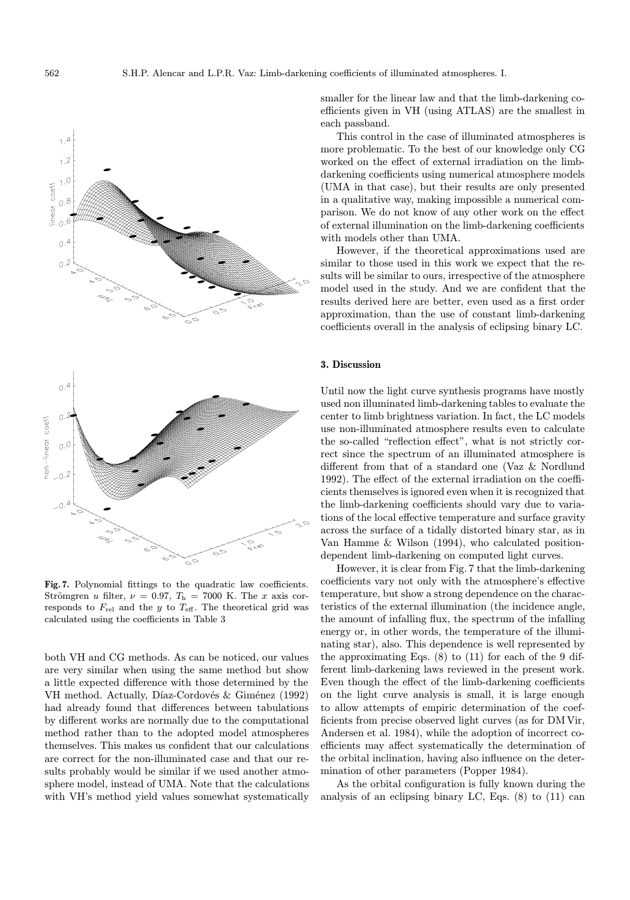**Fig. 7.** Polynomial fittings to the quadratic law coefficients. Strömgren $u$ filter, $\nu = 0.97$, $T_{\rm h} = 7000$ K. The $x$ axis corresponds to $F_{\rm rel}$ and the $y$ to $T_{\rm eff}$. The theoretical grid was calculated using the coefficients in Table 3

both VH and CG methods. As can be noticed, our values are very similar when using the same method but show a little expected difference with those determined by the VH method. Actually, Díaz-Cordovés & Giménez (1992) had already found that differences between tabulations by different works are normally due to the computational method rather than to the adopted model atmospheres themselves. This makes us confident that our calculations are correct for the non-illuminated case and that our results probably would be similar if we used another atmosphere model, instead of UMA. Note that the calculations with VH's method yield values somewhat systematically smaller for the linear law and that the limb-darkening coefficients given in VH (using ATLAS) are the smallest in each passband.

This control in the case of illuminated atmospheres is more problematic. To the best of our knowledge only CG worked on the effect of external irradiation on the limb-darkening coefficients using numerical atmosphere models (UMA in that case), but their results are only presented in a qualitative way, making impossible a numerical comparison. We do not know of any other work on the effect of external illumination on the limb-darkening coefficients with models other than UMA.

However, if the theoretical approximations used are similar to those used in this work we expect that the results will be similar to ours, irrespective of the atmosphere model used in the study. And we are confident that the results derived here are better, even used as a first order approximation, than the use of constant limb-darkening coefficients overall in the analysis of eclipsing binary LC.

## 3. Discussion

Until now the light curve synthesis programs have mostly used non illuminated limb-darkening tables to evaluate the center to limb brightness variation. In fact, the LC models use non-illuminated atmosphere results even to calculate the so-called "reflection effect", what is not strictly correct since the spectrum of an illuminated atmosphere is different from that of a standard one (Vaz & Nordlund 1992). The effect of the external irradiation on the coefficients themselves is ignored even when it is recognized that the limb-darkening coefficients should vary due to variations of the local effective temperature and surface gravity across the surface of a tidally distorted binary star, as in Van Hamme & Wilson (1994), who calculated position-dependent limb-darkening on computed light curves.

However, it is clear from Fig. 7 that the limb-darkening coefficients vary not only with the atmosphere's effective temperature, but show a strong dependence on the characteristics of the external illumination (the incidence angle, the amount of infalling flux, the spectrum of the infalling energy or, in other words, the temperature of the illuminating star), also. This dependence is well represented by the approximating Eqs. (8) to (11) for each of the 9 different limb-darkening laws reviewed in the present work. Even though the effect of the limb-darkening coefficients on the light curve analysis is small, it is large enough to allow attempts of empiric determination of the coefficients from precise observed light curves (as for DM Vir, Andersen et al. 1984), while the adoption of incorrect coefficients may affect systematically the determination of the orbital inclination, having also influence on the determination of other parameters (Popper 1984).

As the orbital configuration is fully known during the analysis of an eclipsing binary LC, Eqs. (8) to (11) can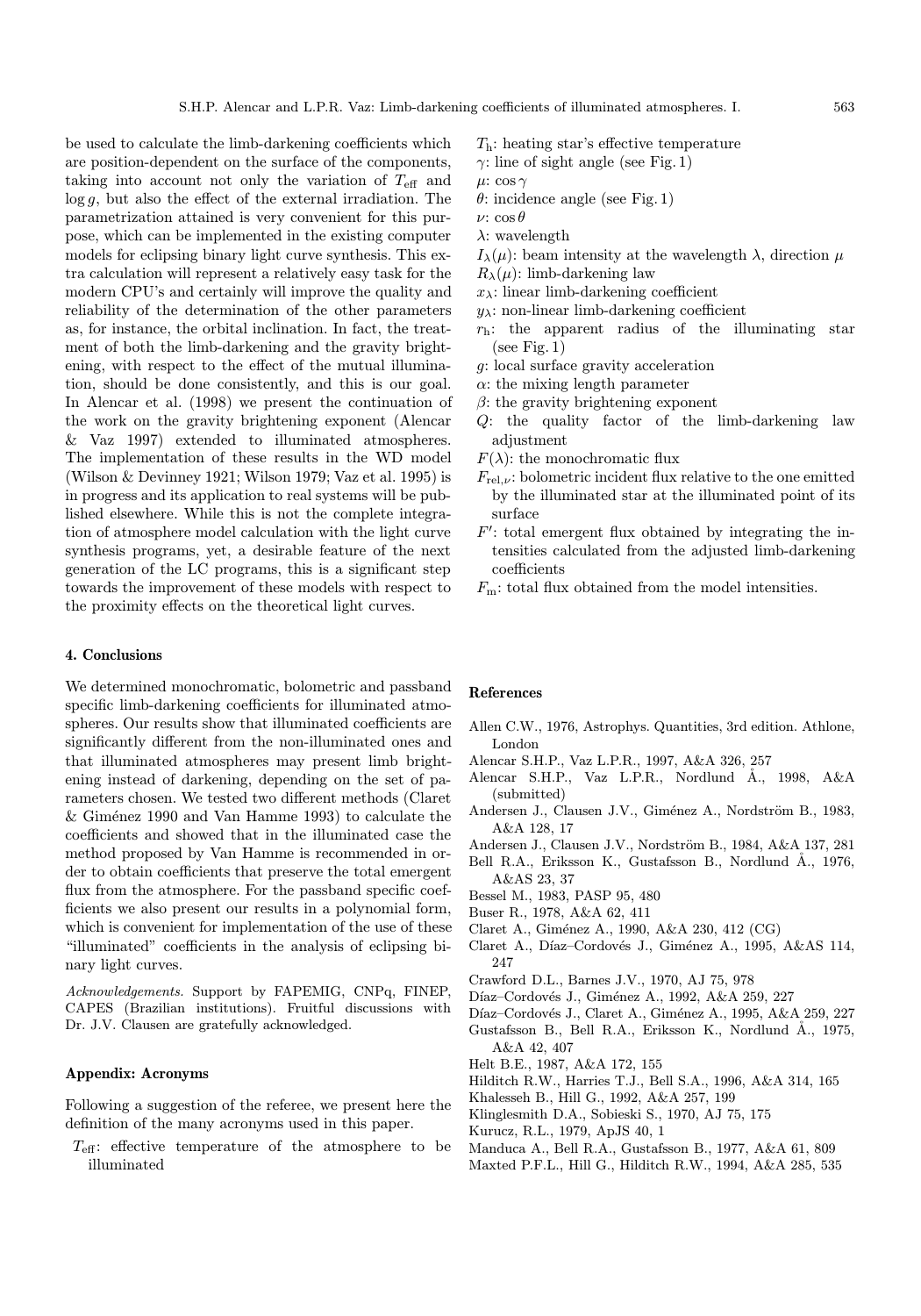be used to calculate the limb-darkening coefficients which are position-dependent on the surface of the components, taking into account not only the variation of $T_{\rm eff}$ and $\log g$, but also the effect of the external irradiation. The parametrization attained is very convenient for this purpose, which can be implemented in the existing computer models for eclipsing binary light curve synthesis. This extra calculation will represent a relatively easy task for the modern CPU's and certainly will improve the quality and reliability of the determination of the other parameters as, for instance, the orbital inclination. In fact, the treatment of both the limb-darkening and the gravity brightening, with respect to the effect of the mutual illumination, should be done consistently, and this is our goal. In Alencar et al. (1998) we present the continuation of the work on the gravity brightening exponent (Alencar & Vaz 1997) extended to illuminated atmospheres. The implementation of these results in the WD model (Wilson & Devinney 1921; Wilson 1979; Vaz et al. 1995) is in progress and its application to real systems will be published elsewhere. While this is not the complete integration of atmosphere model calculation with the light curve synthesis programs, yet, a desirable feature of the next generation of the LC programs, this is a significant step towards the improvement of these models with respect to the proximity effects on the theoretical light curves.

## 4. Conclusions

We determined monochromatic, bolometric and passband specific limb-darkening coefficients for illuminated atmospheres. Our results show that illuminated coefficients are significantly different from the non-illuminated ones and that illuminated atmospheres may present limb brightening instead of darkening, depending on the set of parameters chosen. We tested two different methods (Claret & Giménez 1990 and Van Hamme 1993) to calculate the coefficients and showed that in the illuminated case the method proposed by Van Hamme is recommended in order to obtain coefficients that preserve the total emergent flux from the atmosphere. For the passband specific coefficients we also present our results in a polynomial form, which is convenient for implementation of the use of these "illuminated" coefficients in the analysis of eclipsing binary light curves.

*Acknowledgements.* Support by FAPEMIG, CNPq, FINEP, CAPES (Brazilian institutions). Fruitful discussions with Dr. J.V. Clausen are gratefully acknowledged.

## Appendix: Acronyms

Following a suggestion of the referee, we present here the definition of the many acronyms used in this paper.

- $T_{\rm eff}$: effective temperature of the atmosphere to be illuminated
- $T_{\rm h}$: heating star's effective temperature
- $\gamma$: line of sight angle (see Fig. 1)
- $\mu$: $\cos\gamma$
- $\theta$: incidence angle (see Fig. 1)
- $\nu$: $\cos\theta$
- $\lambda$: wavelength
- $I_\lambda(\mu)$: beam intensity at the wavelength $\lambda$, direction $\mu$
- $R_\lambda(\mu)$: limb-darkening law
- $x_\lambda$: linear limb-darkening coefficient
- $y_\lambda$: non-linear limb-darkening coefficient
- $r_{\rm h}$: the apparent radius of the illuminating star (see Fig. 1)
- $g$: local surface gravity acceleration
- $\alpha$: the mixing length parameter
- $\beta$: the gravity brightening exponent
- $Q$: the quality factor of the limb-darkening law adjustment
- $F(\lambda)$: the monochromatic flux
- $F_{{\rm rel},\nu}$: bolometric incident flux relative to the one emitted by the illuminated star at the illuminated point of its surface
- $F'$: total emergent flux obtained by integrating the intensities calculated from the adjusted limb-darkening coefficients
- $F_{\rm m}$: total flux obtained from the model intensities.

## References

Allen C.W., 1976, Astrophys. Quantities, 3rd edition. Athlone, London
Alencar S.H.P., Vaz L.P.R., 1997, A&A 326, 257
Alencar S.H.P., Vaz L.P.R., Nordlund Å., 1998, A&A (submitted)
Andersen J., Clausen J.V., Giménez A., Nordström B., 1983, A&A 128, 17
Andersen J., Clausen J.V., Nordström B., 1984, A&A 137, 281
Bell R.A., Eriksson K., Gustafsson B., Nordlund Å., 1976, A&AS 23, 37
Bessel M., 1983, PASP 95, 480
Buser R., 1978, A&A 62, 411
Claret A., Giménez A., 1990, A&A 230, 412 (CG)
Claret A., Díaz–Cordovés J., Giménez A., 1995, A&AS 114, 247
Crawford D.L., Barnes J.V., 1970, AJ 75, 978
Díaz–Cordovés J., Giménez A., 1992, A&A 259, 227
Díaz–Cordovés J., Claret A., Giménez A., 1995, A&A 259, 227
Gustafsson B., Bell R.A., Eriksson K., Nordlund Å., 1975, A&A 42, 407
Helt B.E., 1987, A&A 172, 155
Hilditch R.W., Harries T.J., Bell S.A., 1996, A&A 314, 165
Khalesseh B., Hill G., 1992, A&A 257, 199
Klinglesmith D.A., Sobieski S., 1970, AJ 75, 175
Kurucz, R.L., 1979, ApJS 40, 1
Manduca A., Bell R.A., Gustafsson B., 1977, A&A 61, 809
Maxted P.F.L., Hill G., Hilditch R.W., 1994, A&A 285, 535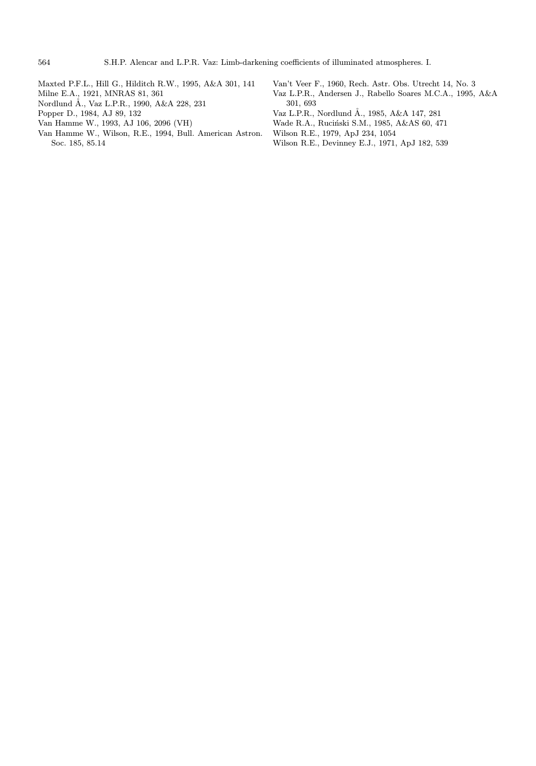Maxted P.F.L., Hill G., Hilditch R.W., 1995, A&A 301, 141

Milne E.A., 1921, MNRAS 81, 361

Nordlund Å., Vaz L.P.R., 1990, A&A 228, 231

Popper D., 1984, AJ 89, 132

Van Hamme W., 1993, AJ 106, 2096 (VH)

Van Hamme W., Wilson, R.E., 1994, Bull. American Astron. Soc. 185, 85.14

Van't Veer F., 1960, Rech. Astr. Obs. Utrecht 14, No. 3

Vaz L.P.R., Andersen J., Rabello Soares M.C.A., 1995, A&A 301, 693

Vaz L.P.R., Nordlund Å., 1985, A&A 147, 281

Wade R.A., Ruciński S.M., 1985, A&AS 60, 471

Wilson R.E., 1979, ApJ 234, 1054

Wilson R.E., Devinney E.J., 1971, ApJ 182, 539